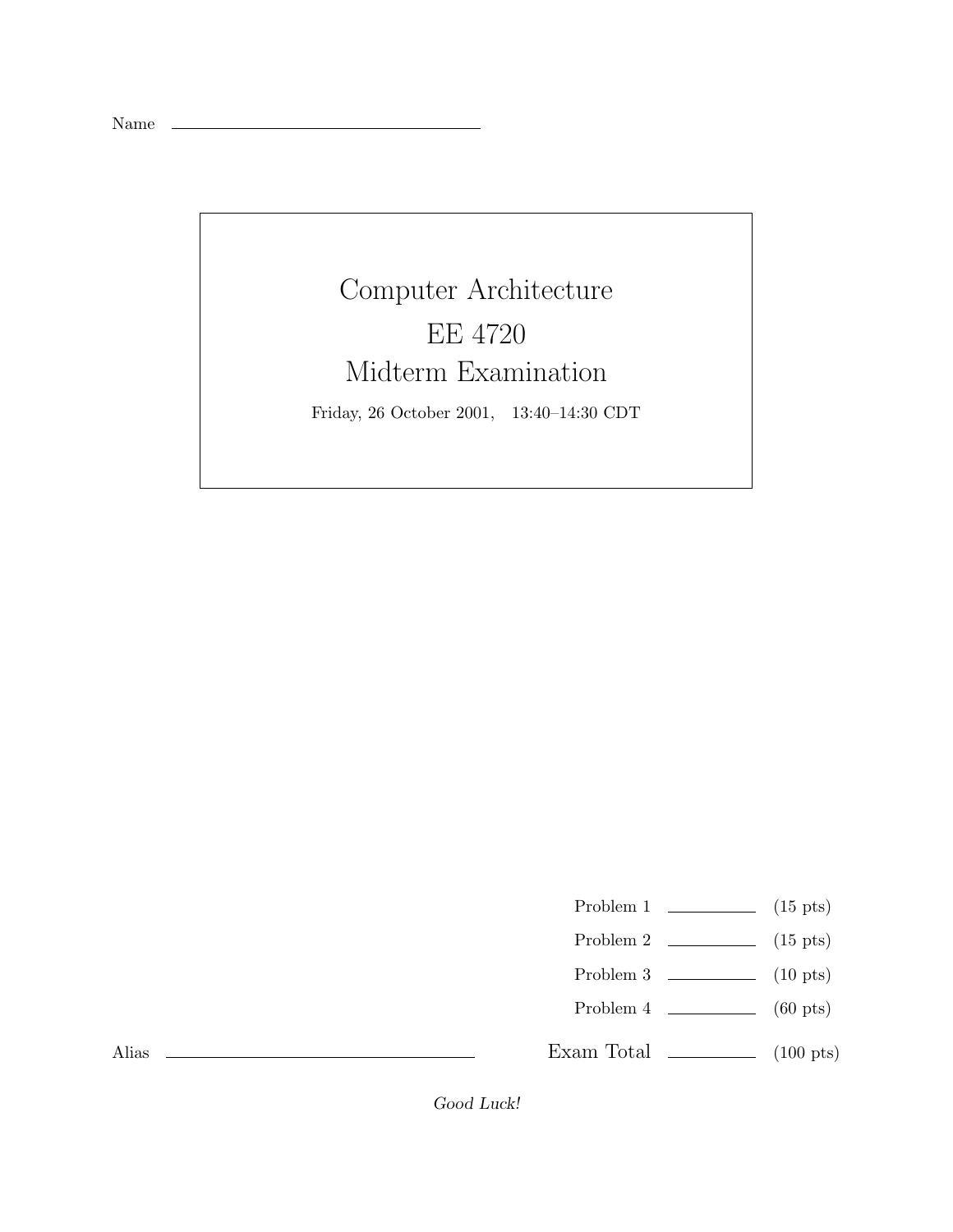Name \_\_\_\_\_\_\_\_\_\_\_\_\_\_\_\_\_\_\_\_\_\_\_\_\_\_\_\_\_\_\_\_

# Computer Architecture

# EE 4720

# Midterm Examination

Friday, 26 October 2001, 13:40–14:30 CDT

| | | |
|---|---|---|
| Problem 1 | \_\_\_\_\_\_\_\_ | (15 pts) |
| Problem 2 | \_\_\_\_\_\_\_\_ | (15 pts) |
| Problem 3 | \_\_\_\_\_\_\_\_ | (10 pts) |
| Problem 4 | \_\_\_\_\_\_\_\_ | (60 pts) |
| Exam Total | \_\_\_\_\_\_\_\_ | (100 pts) |

Alias \_\_\_\_\_\_\_\_\_\_\_\_\_\_\_\_\_\_\_\_\_\_\_\_\_\_\_\_\_\_\_\_

*Good Luck!*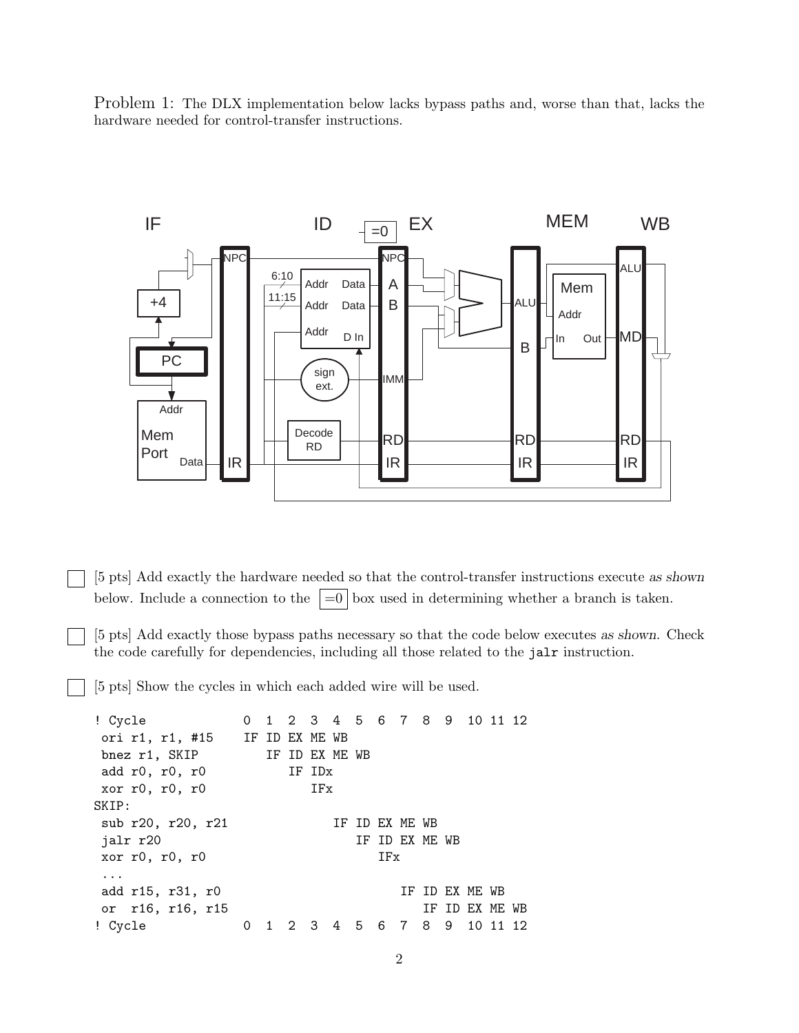Problem 1: The DLX implementation below lacks bypass paths and, worse than that, lacks the hardware needed for control-transfer instructions.

- [ ] [5 pts] Add exactly the hardware needed so that the control-transfer instructions execute *as shown* below. Include a connection to the =0 box used in determining whether a branch is taken.

- [ ] [5 pts] Add exactly those bypass paths necessary so that the code below executes *as shown*. Check the code carefully for dependencies, including all those related to the `jalr` instruction.

- [ ] [5 pts] Show the cycles in which each added wire will be used.

```
! Cycle              0  1  2  3  4  5  6  7  8  9  10 11 12
 ori r1, r1, #15    IF ID EX ME WB
 bnez r1, SKIP         IF ID EX ME WB
 add r0, r0, r0           IF IDx
 xor r0, r0, r0              IFx
SKIP:
 sub r20, r20, r21              IF ID EX ME WB
 jalr r20                          IF ID EX ME WB
 xor r0, r0, r0                       IFx
 ...
 add r15, r31, r0                        IF ID EX ME WB
 or  r16, r16, r15                          IF ID EX ME WB
! Cycle              0  1  2  3  4  5  6  7  8  9  10 11 12
```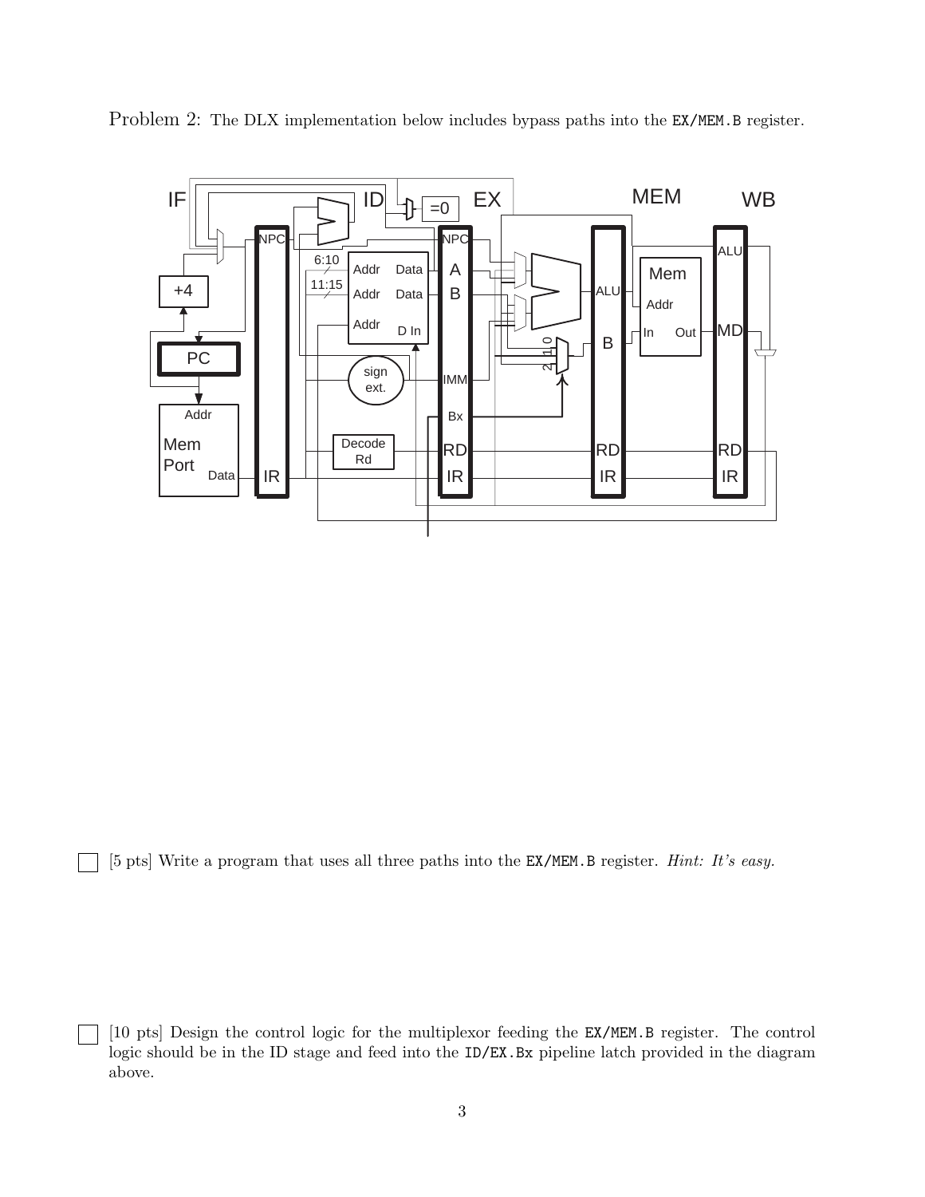Problem 2: The DLX implementation below includes bypass paths into the `EX/MEM.B` register.

☐ [5 pts] Write a program that uses all three paths into the `EX/MEM.B` register. *Hint: It's easy.*

☐ [10 pts] Design the control logic for the multiplexor feeding the `EX/MEM.B` register. The control logic should be in the ID stage and feed into the `ID/EX.Bx` pipeline latch provided in the diagram above.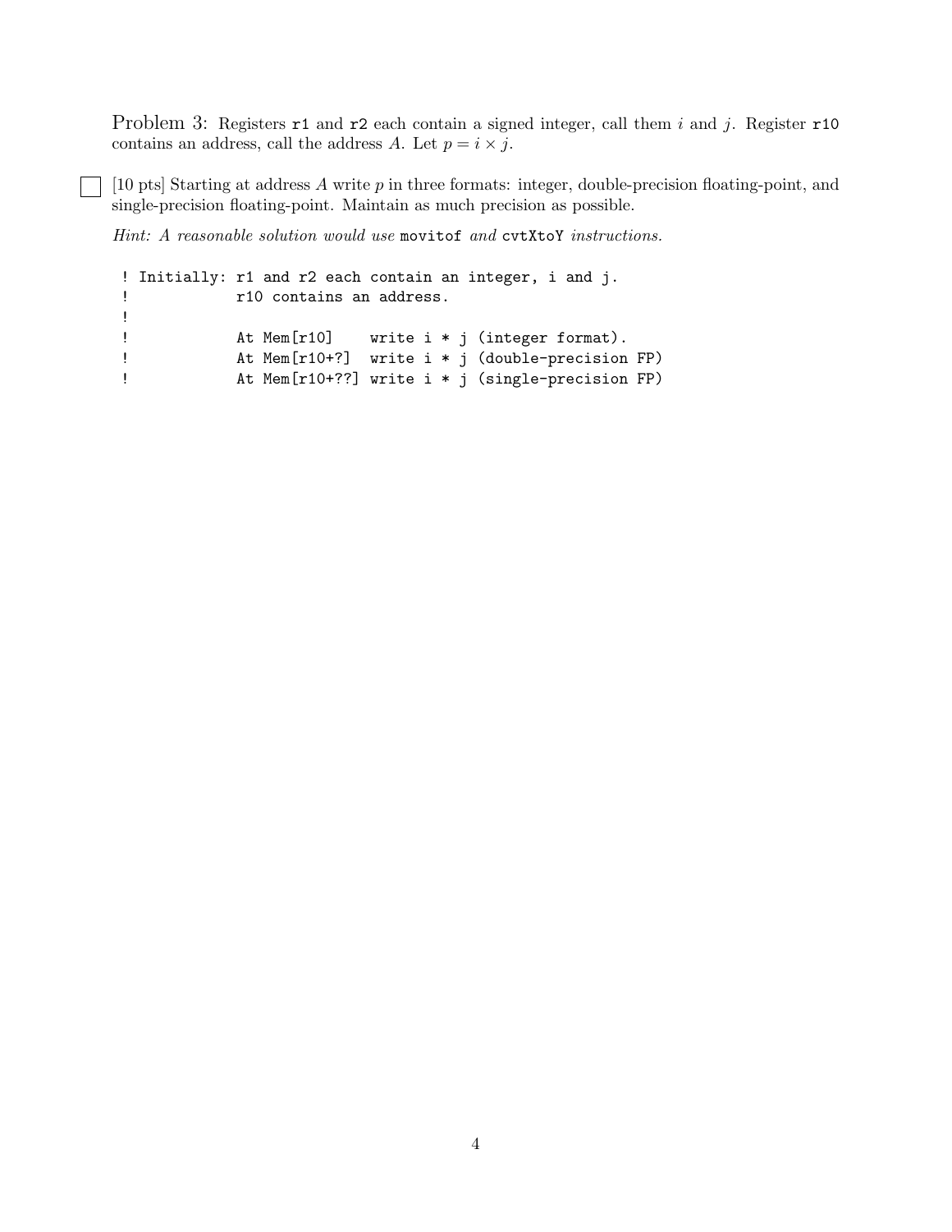Problem 3: Registers `r1` and `r2` each contain a signed integer, call them $i$ and $j$. Register `r10` contains an address, call the address $A$. Let $p = i \times j$.

☐ [10 pts] Starting at address $A$ write $p$ in three formats: integer, double-precision floating-point, and single-precision floating-point. Maintain as much precision as possible.

*Hint: A reasonable solution would use* `movitof` *and* `cvtXtoY` *instructions.*

```
! Initially: r1 and r2 each contain an integer, i and j.
!            r10 contains an address.
!
!            At Mem[r10]    write i * j (integer format).
!            At Mem[r10+?]  write i * j (double-precision FP)
!            At Mem[r10+??] write i * j (single-precision FP)
```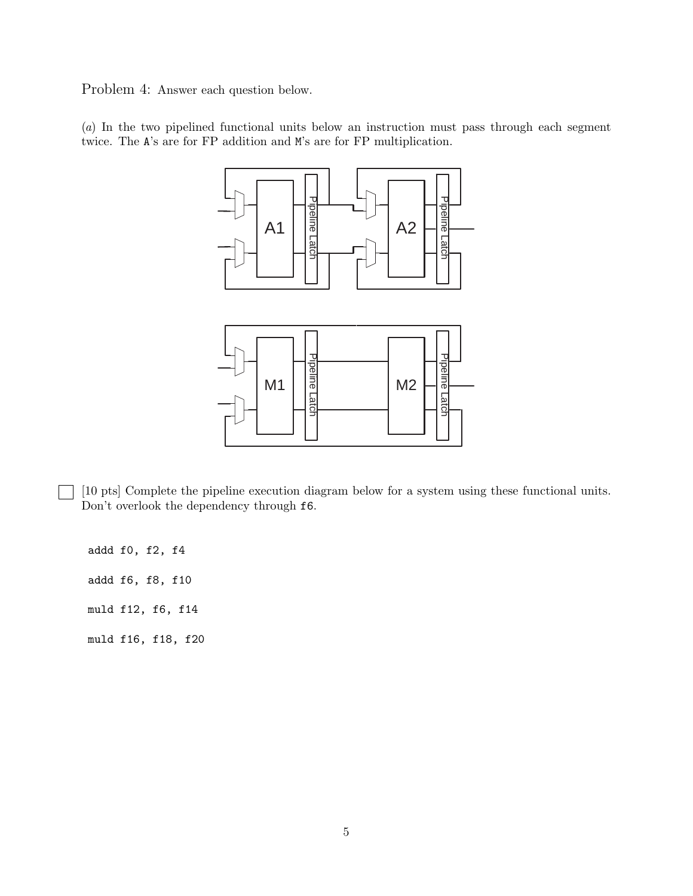Problem 4: Answer each question below.

(*a*) In the two pipelined functional units below an instruction must pass through each segment twice. The A's are for FP addition and M's are for FP multiplication.

[10 pts] Complete the pipeline execution diagram below for a system using these functional units. Don't overlook the dependency through `f6`.

```
addd f0, f2, f4

addd f6, f8, f10

muld f12, f6, f14

muld f16, f18, f20
```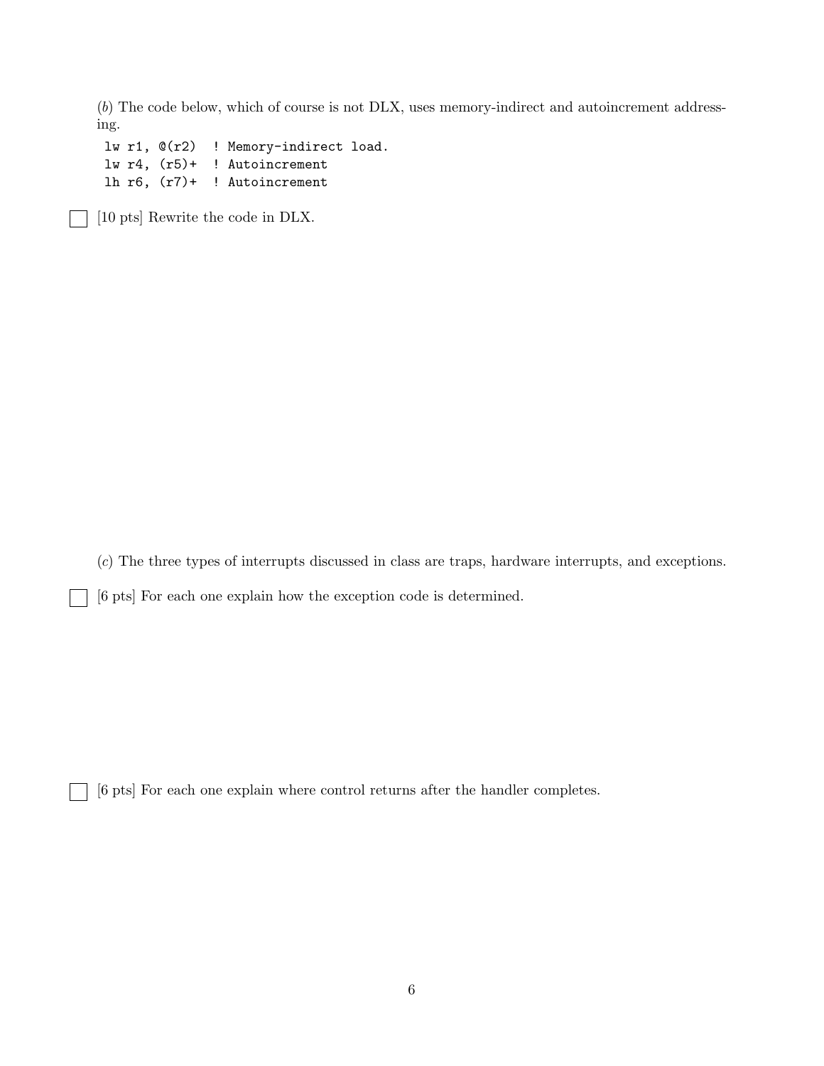(*b*) The code below, which of course is not DLX, uses memory-indirect and autoincrement addressing.

```
lw r1, @(r2)  ! Memory-indirect load.
lw r4, (r5)+  ! Autoincrement
lh r6, (r7)+  ! Autoincrement
```

☐ [10 pts] Rewrite the code in DLX.

(*c*) The three types of interrupts discussed in class are traps, hardware interrupts, and exceptions.

☐ [6 pts] For each one explain how the exception code is determined.

☐ [6 pts] For each one explain where control returns after the handler completes.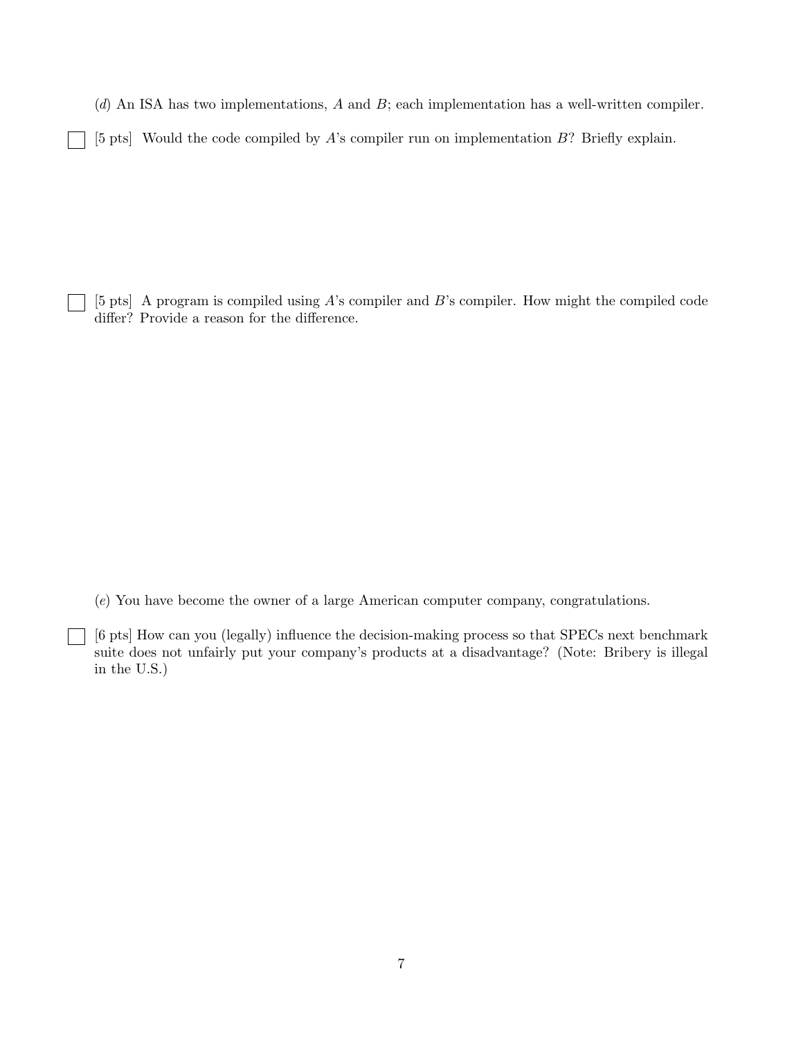(*d*) An ISA has two implementations, $A$ and $B$; each implementation has a well-written compiler.

[5 pts] Would the code compiled by $A$'s compiler run on implementation $B$? Briefly explain.

[5 pts] A program is compiled using $A$'s compiler and $B$'s compiler. How might the compiled code differ? Provide a reason for the difference.

(*e*) You have become the owner of a large American computer company, congratulations.

[6 pts] How can you (legally) influence the decision-making process so that SPECs next benchmark suite does not unfairly put your company's products at a disadvantage? (Note: Bribery is illegal in the U.S.)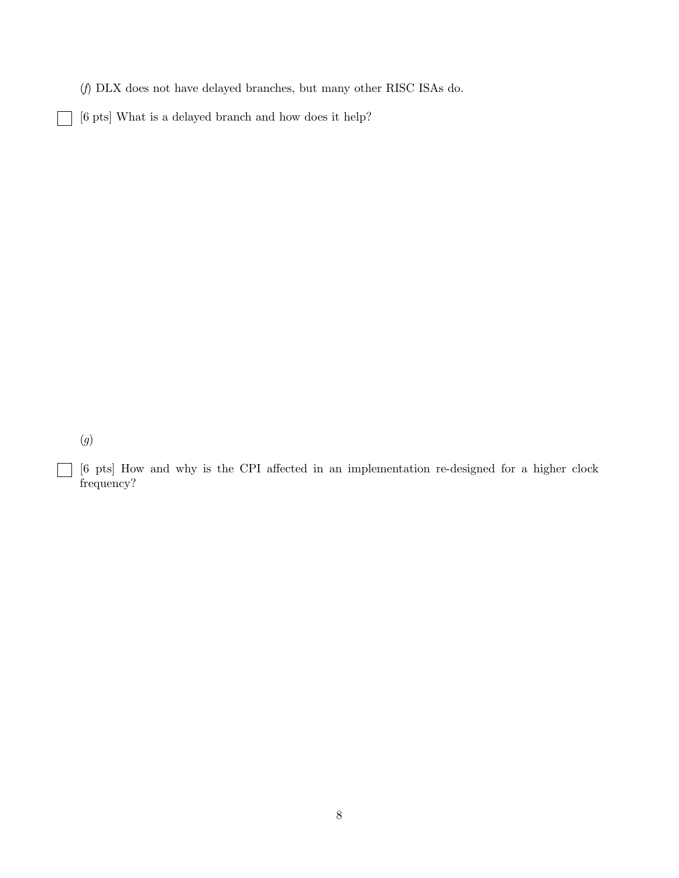(*f*) DLX does not have delayed branches, but many other RISC ISAs do.

☐ [6 pts] What is a delayed branch and how does it help?

(*g*)

☐ [6 pts] How and why is the CPI affected in an implementation re-designed for a higher clock frequency?